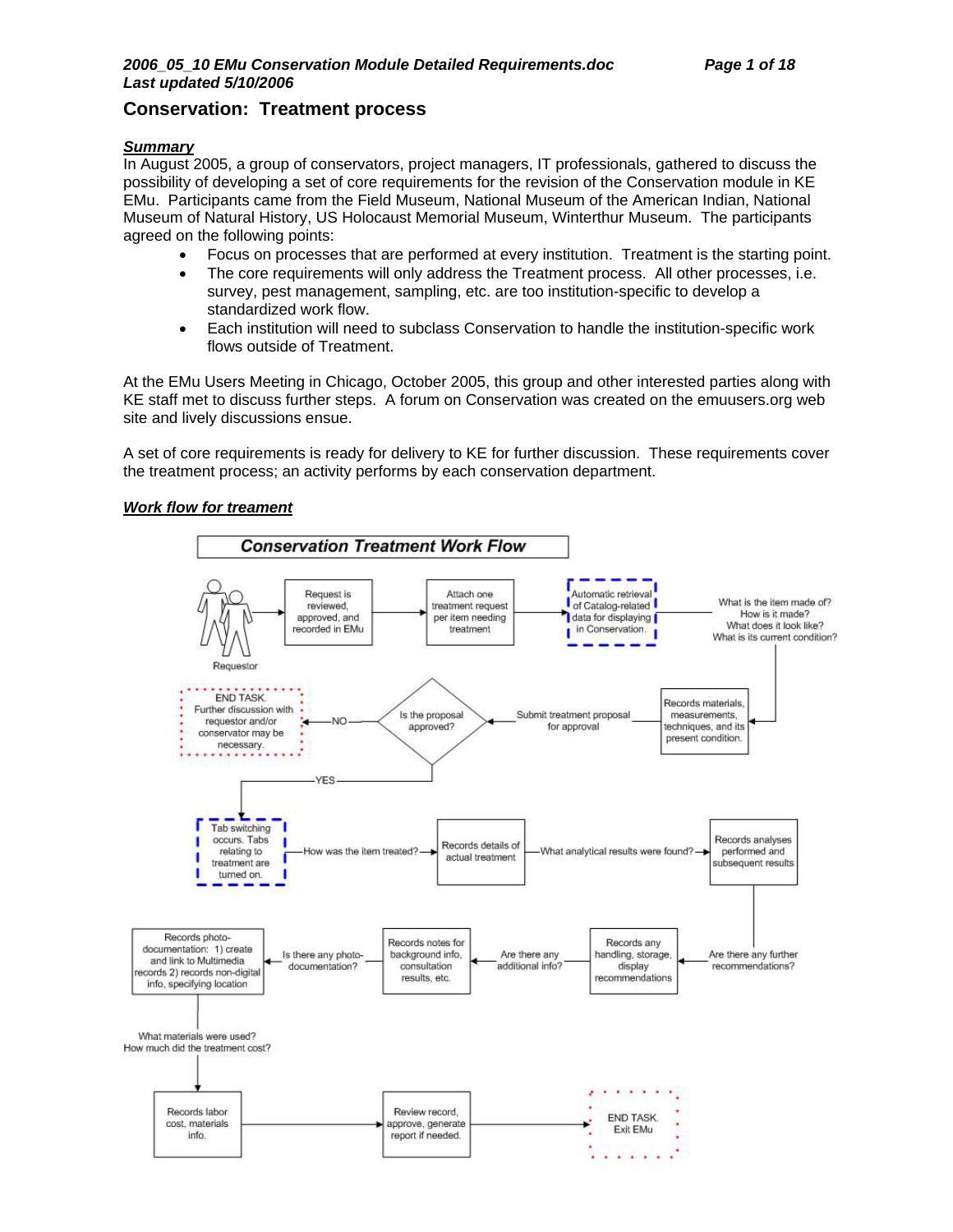# Conservation: Treatment process

## *Summary*

In August 2005, a group of conservators, project managers, IT professionals, gathered to discuss the possibility of developing a set of core requirements for the revision of the Conservation module in KE EMu. Participants came from the Field Museum, National Museum of the American Indian, National Museum of Natural History, US Holocaust Memorial Museum, Winterthur Museum. The participants agreed on the following points:

- Focus on processes that are performed at every institution. Treatment is the starting point.
- The core requirements will only address the Treatment process. All other processes, i.e. survey, pest management, sampling, etc. are too institution-specific to develop a standardized work flow.
- Each institution will need to subclass Conservation to handle the institution-specific work flows outside of Treatment.

At the EMu Users Meeting in Chicago, October 2005, this group and other interested parties along with KE staff met to discuss further steps. A forum on Conservation was created on the emuusers.org web site and lively discussions ensue.

A set of core requirements is ready for delivery to KE for further discussion. These requirements cover the treatment process; an activity performs by each conservation department.

## *Work flow for treament*

**Conservation Treatment Work Flow**

Requestor → Request is reviewed, approved, and recorded in EMu → Attach one treatment request per item needing treatment → Automatic retrieval of Catalog-related data for displaying in Conservation. → What is the item made of? How is it made? What does it look like? What is its current condition? → Records materials, measurements, techniques, and its present condition. → Submit treatment proposal for approval → Is the proposal approved?

- NO → END TASK. Further discussion with requestor and/or conservator may be necessary.
- YES → Tab switching occurs. Tabs relating to treatment are turned on. → How was the item treated? → Records details of actual treatment → What analytical results were found? → Records analyses performed and subsequent results → Are there any further recommendations? → Records any handling, storage, display recommendations → Are there any additional info? → Records notes for background info, consultation results, etc. → Is there any photo-documentation? → Records photo-documentation: 1) create and link to Multimedia records 2) records non-digital info, specifying location → What materials were used? How much did the treatment cost? → Records labor cost, materials info. → Review record, approve, generate report if needed. → END TASK. Exit EMu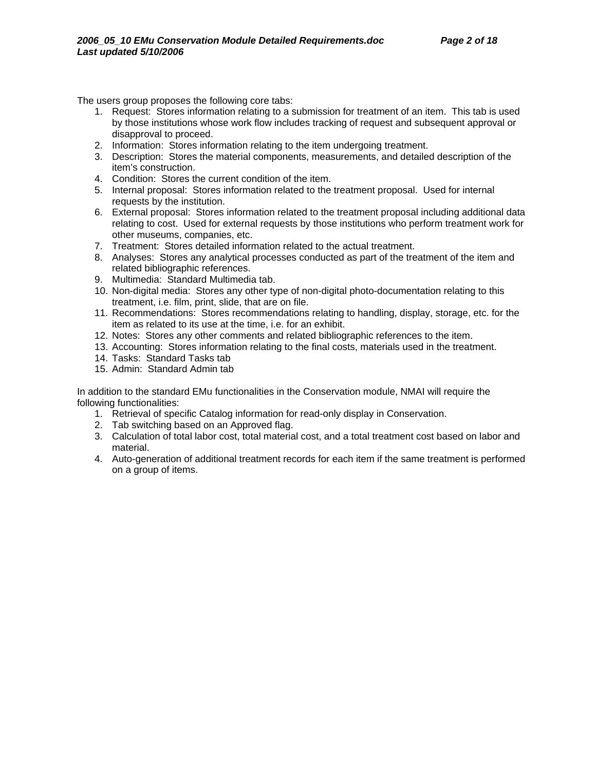The users group proposes the following core tabs:

1. Request: Stores information relating to a submission for treatment of an item. This tab is used by those institutions whose work flow includes tracking of request and subsequent approval or disapproval to proceed.
2. Information: Stores information relating to the item undergoing treatment.
3. Description: Stores the material components, measurements, and detailed description of the item's construction.
4. Condition: Stores the current condition of the item.
5. Internal proposal: Stores information related to the treatment proposal. Used for internal requests by the institution.
6. External proposal: Stores information related to the treatment proposal including additional data relating to cost. Used for external requests by those institutions who perform treatment work for other museums, companies, etc.
7. Treatment: Stores detailed information related to the actual treatment.
8. Analyses: Stores any analytical processes conducted as part of the treatment of the item and related bibliographic references.
9. Multimedia: Standard Multimedia tab.
10. Non-digital media: Stores any other type of non-digital photo-documentation relating to this treatment, i.e. film, print, slide, that are on file.
11. Recommendations: Stores recommendations relating to handling, display, storage, etc. for the item as related to its use at the time, i.e. for an exhibit.
12. Notes: Stores any other comments and related bibliographic references to the item.
13. Accounting: Stores information relating to the final costs, materials used in the treatment.
14. Tasks: Standard Tasks tab
15. Admin: Standard Admin tab

In addition to the standard EMu functionalities in the Conservation module, NMAI will require the following functionalities:

1. Retrieval of specific Catalog information for read-only display in Conservation.
2. Tab switching based on an Approved flag.
3. Calculation of total labor cost, total material cost, and a total treatment cost based on labor and material.
4. Auto-generation of additional treatment records for each item if the same treatment is performed on a group of items.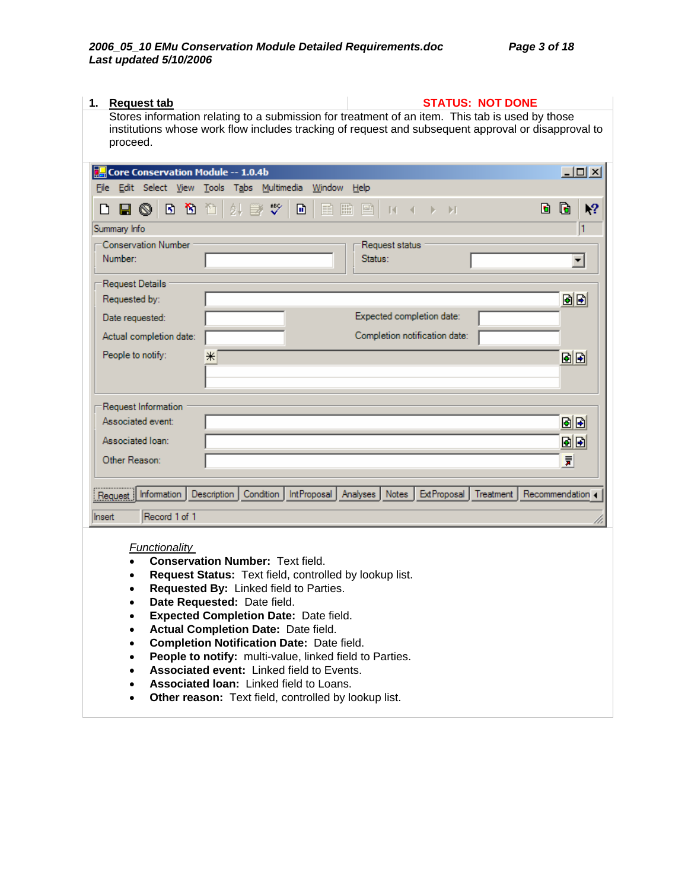## 1. Request tab

**STATUS: NOT DONE**

Stores information relating to a submission for treatment of an item. This tab is used by those institutions whose work flow includes tracking of request and subsequent approval or disapproval to proceed.

*Functionality*

- **Conservation Number:** Text field.
- **Request Status:** Text field, controlled by lookup list.
- **Requested By:** Linked field to Parties.
- **Date Requested:** Date field.
- **Expected Completion Date:** Date field.
- **Actual Completion Date:** Date field.
- **Completion Notification Date:** Date field.
- **People to notify:** multi-value, linked field to Parties.
- **Associated event:** Linked field to Events.
- **Associated loan:** Linked field to Loans.
- **Other reason:** Text field, controlled by lookup list.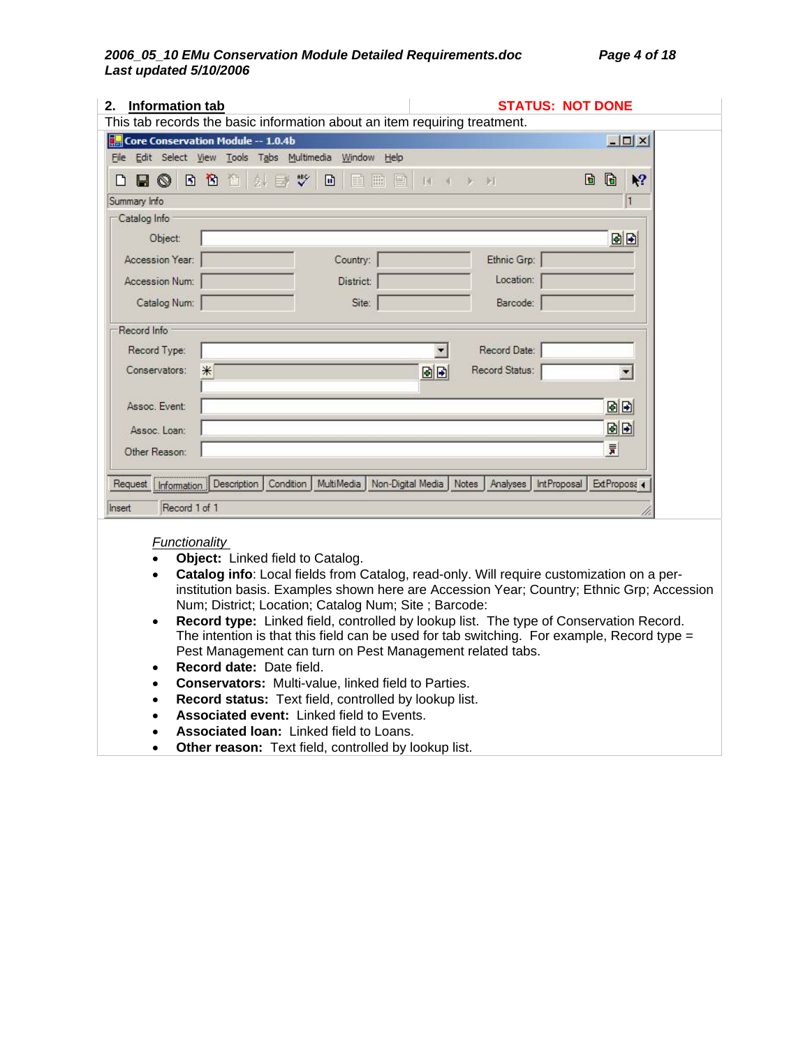## 2. Information tab

**STATUS: NOT DONE**

This tab records the basic information about an item requiring treatment.

*Functionality*

- **Object:** Linked field to Catalog.
- **Catalog info**: Local fields from Catalog, read-only. Will require customization on a per-institution basis. Examples shown here are Accession Year; Country; Ethnic Grp; Accession Num; District; Location; Catalog Num; Site ; Barcode:
- **Record type:** Linked field, controlled by lookup list. The type of Conservation Record. The intention is that this field can be used for tab switching. For example, Record type = Pest Management can turn on Pest Management related tabs.
- **Record date:** Date field.
- **Conservators:** Multi-value, linked field to Parties.
- **Record status:** Text field, controlled by lookup list.
- **Associated event:** Linked field to Events.
- **Associated loan:** Linked field to Loans.
- **Other reason:** Text field, controlled by lookup list.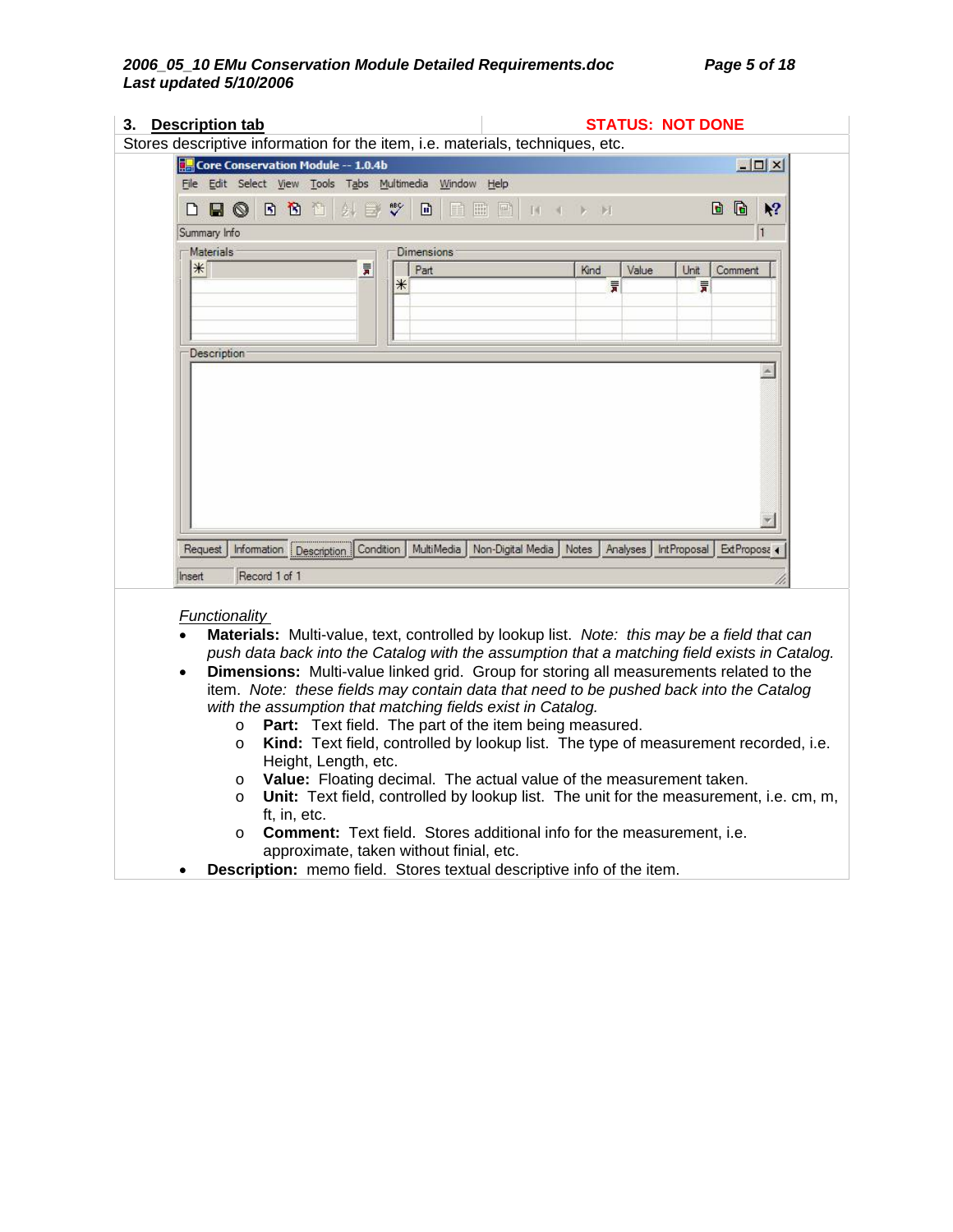## 3. Description tab

**STATUS: NOT DONE**

Stores descriptive information for the item, i.e. materials, techniques, etc.

*Functionality*

- **Materials:** Multi-value, text, controlled by lookup list. *Note: this may be a field that can push data back into the Catalog with the assumption that a matching field exists in Catalog.*
- **Dimensions:** Multi-value linked grid. Group for storing all measurements related to the item. *Note: these fields may contain data that need to be pushed back into the Catalog with the assumption that matching fields exist in Catalog.*
  - **Part:** Text field. The part of the item being measured.
  - **Kind:** Text field, controlled by lookup list. The type of measurement recorded, i.e. Height, Length, etc.
  - **Value:** Floating decimal. The actual value of the measurement taken.
  - **Unit:** Text field, controlled by lookup list. The unit for the measurement, i.e. cm, m, ft, in, etc.
  - **Comment:** Text field. Stores additional info for the measurement, i.e. approximate, taken without finial, etc.
- **Description:** memo field. Stores textual descriptive info of the item.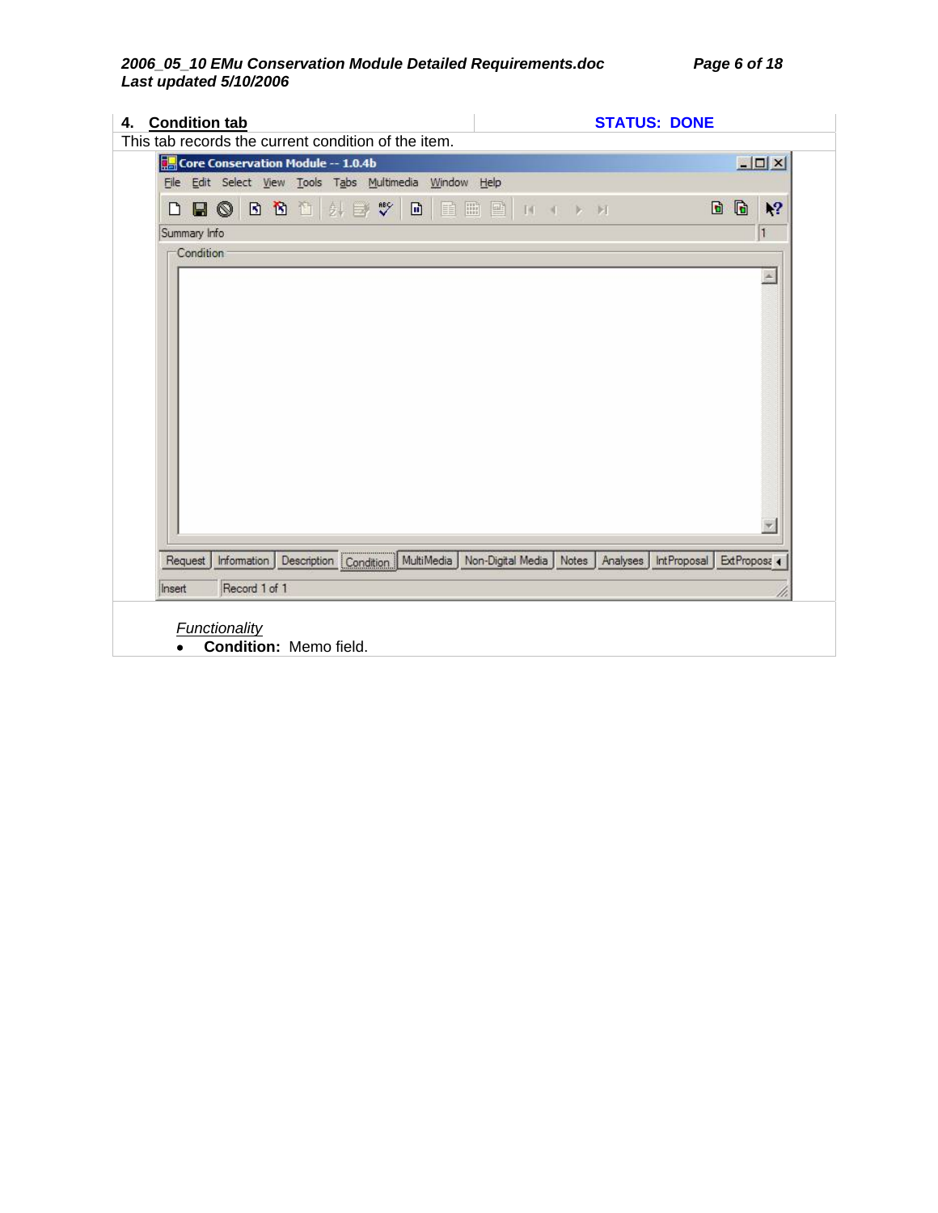## 4. Condition tab

**STATUS: DONE**

This tab records the current condition of the item.

*Functionality*

- **Condition:** Memo field.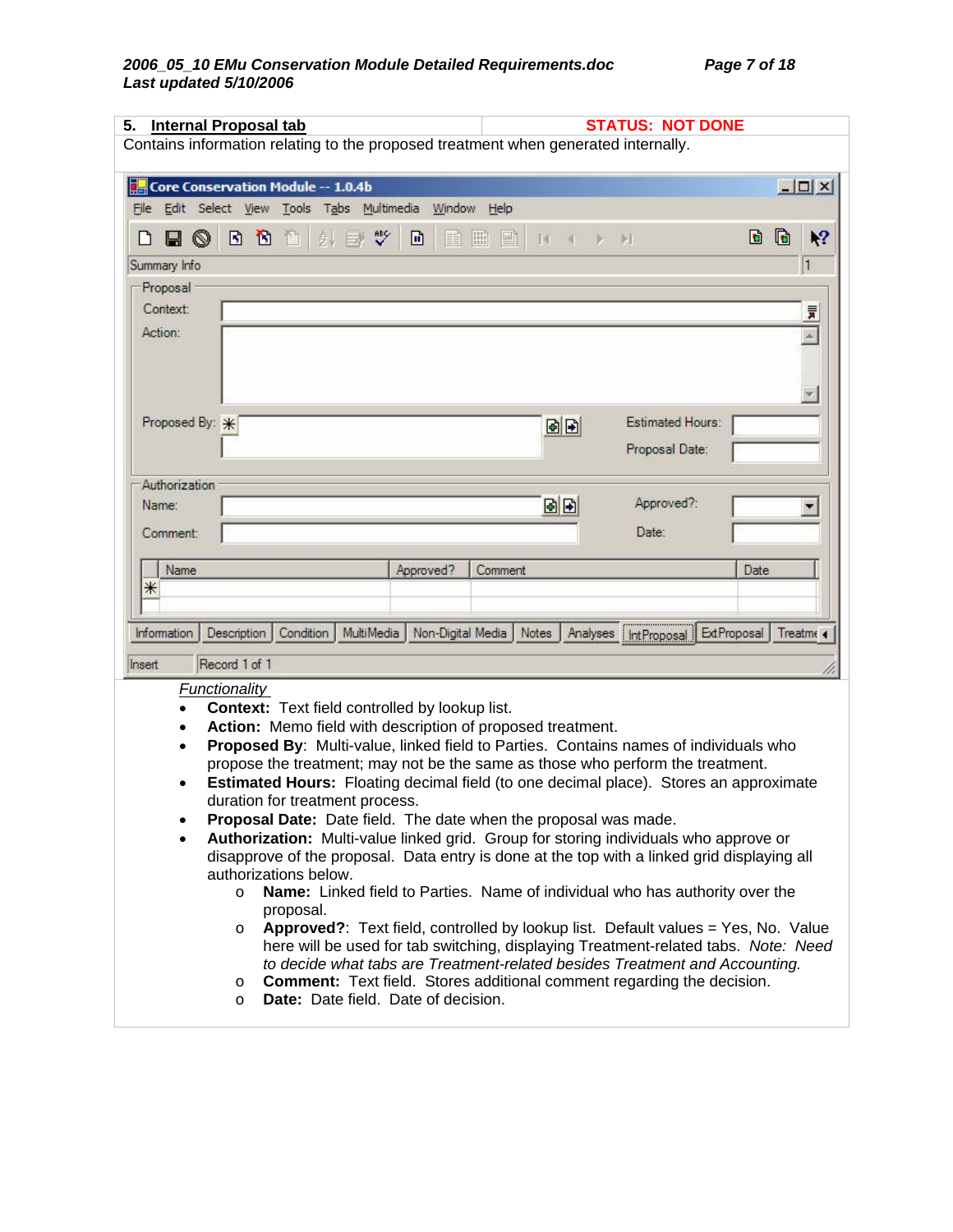| **5. Internal Proposal tab** | **STATUS: NOT DONE** |
|---|---|

Contains information relating to the proposed treatment when generated internally.

*Functionality*

- **Context:** Text field controlled by lookup list.
- **Action:** Memo field with description of proposed treatment.
- **Proposed By**: Multi-value, linked field to Parties. Contains names of individuals who propose the treatment; may not be the same as those who perform the treatment.
- **Estimated Hours:** Floating decimal field (to one decimal place). Stores an approximate duration for treatment process.
- **Proposal Date:** Date field. The date when the proposal was made.
- **Authorization:** Multi-value linked grid. Group for storing individuals who approve or disapprove of the proposal. Data entry is done at the top with a linked grid displaying all authorizations below.
  - **Name:** Linked field to Parties. Name of individual who has authority over the proposal.
  - **Approved?**: Text field, controlled by lookup list. Default values = Yes, No. Value here will be used for tab switching, displaying Treatment-related tabs. *Note: Need to decide what tabs are Treatment-related besides Treatment and Accounting.*
  - **Comment:** Text field. Stores additional comment regarding the decision.
  - **Date:** Date field. Date of decision.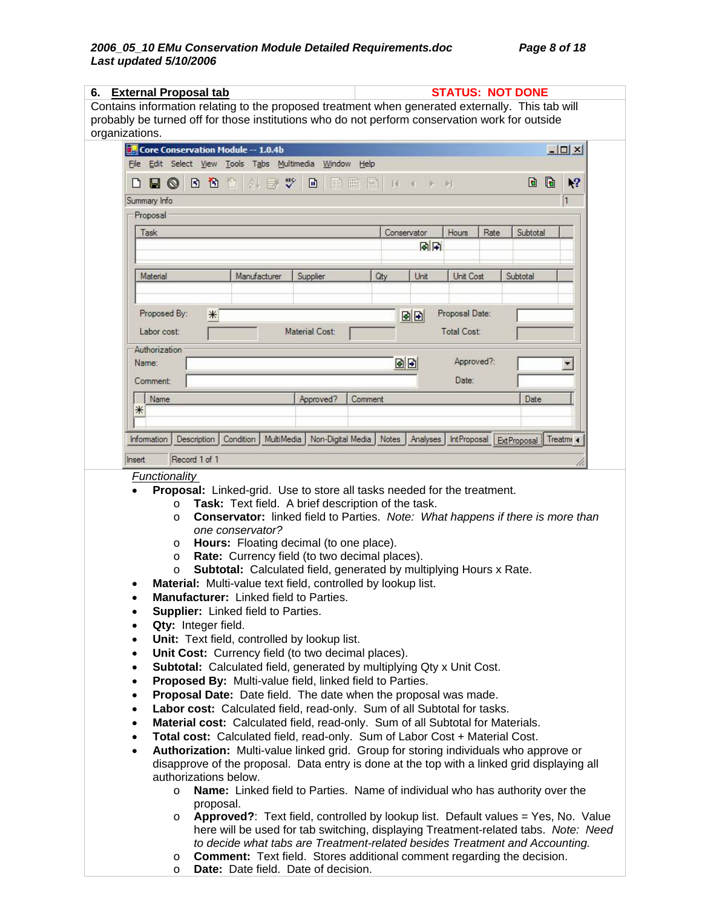**6. External Proposal tab** — **STATUS: NOT DONE**

Contains information relating to the proposed treatment when generated externally. This tab will probably be turned off for those institutions who do not perform conservation work for outside organizations.

*Functionality*

- **Proposal:** Linked-grid. Use to store all tasks needed for the treatment.
  - **Task:** Text field. A brief description of the task.
  - **Conservator:** linked field to Parties. *Note: What happens if there is more than one conservator?*
  - **Hours:** Floating decimal (to one place).
  - **Rate:** Currency field (to two decimal places).
  - **Subtotal:** Calculated field, generated by multiplying Hours x Rate.
- **Material:** Multi-value text field, controlled by lookup list.
- **Manufacturer:** Linked field to Parties.
- **Supplier:** Linked field to Parties.
- **Qty:** Integer field.
- **Unit:** Text field, controlled by lookup list.
- **Unit Cost:** Currency field (to two decimal places).
- **Subtotal:** Calculated field, generated by multiplying Qty x Unit Cost.
- **Proposed By:** Multi-value field, linked field to Parties.
- **Proposal Date:** Date field. The date when the proposal was made.
- **Labor cost:** Calculated field, read-only. Sum of all Subtotal for tasks.
- **Material cost:** Calculated field, read-only. Sum of all Subtotal for Materials.
- **Total cost:** Calculated field, read-only. Sum of Labor Cost + Material Cost.
- **Authorization:** Multi-value linked grid. Group for storing individuals who approve or disapprove of the proposal. Data entry is done at the top with a linked grid displaying all authorizations below.
  - **Name:** Linked field to Parties. Name of individual who has authority over the proposal.
  - **Approved?**: Text field, controlled by lookup list. Default values = Yes, No. Value here will be used for tab switching, displaying Treatment-related tabs. *Note: Need to decide what tabs are Treatment-related besides Treatment and Accounting.*
  - **Comment:** Text field. Stores additional comment regarding the decision.
  - **Date:** Date field. Date of decision.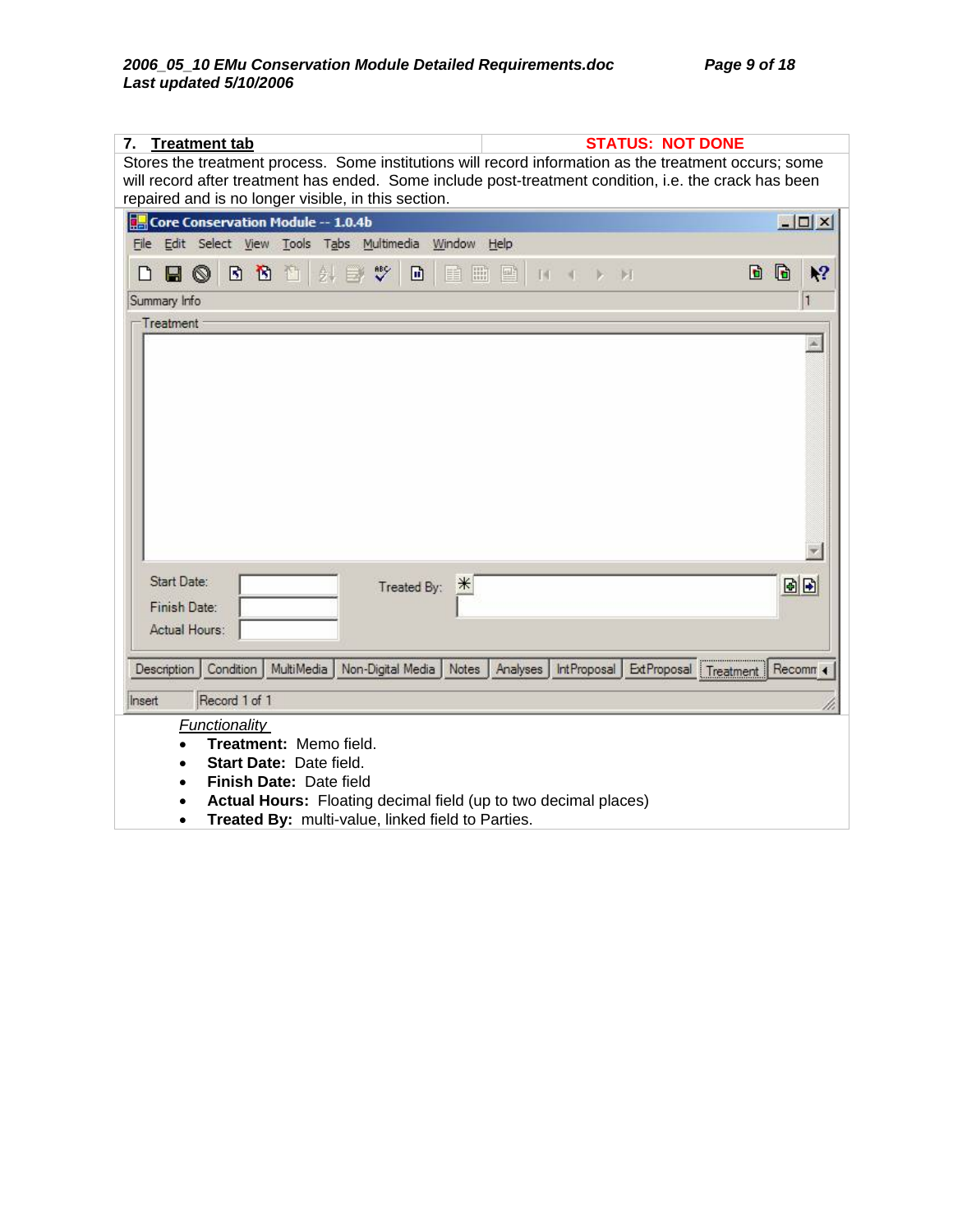| 7. Treatment tab | STATUS: NOT DONE |
| --- | --- |

Stores the treatment process. Some institutions will record information as the treatment occurs; some will record after treatment has ended. Some include post-treatment condition, i.e. the crack has been repaired and is no longer visible, in this section.

*Functionality*

- **Treatment:** Memo field.
- **Start Date:** Date field.
- **Finish Date:** Date field
- **Actual Hours:** Floating decimal field (up to two decimal places)
- **Treated By:** multi-value, linked field to Parties.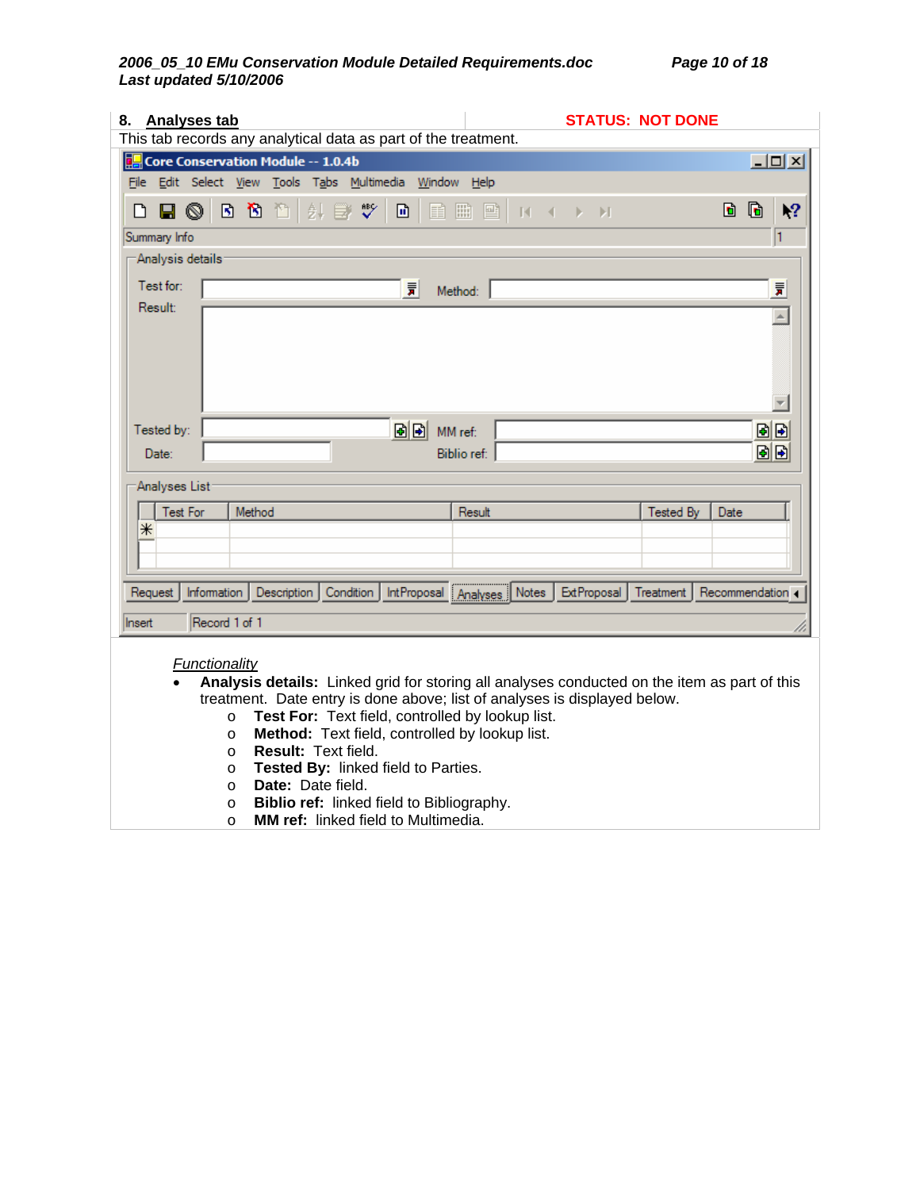## 8. Analyses tab

**STATUS: NOT DONE**

This tab records any analytical data as part of the treatment.

*Functionality*

- **Analysis details:** Linked grid for storing all analyses conducted on the item as part of this treatment. Date entry is done above; list of analyses is displayed below.
  - **Test For:** Text field, controlled by lookup list.
  - **Method:** Text field, controlled by lookup list.
  - **Result:** Text field.
  - **Tested By:** linked field to Parties.
  - **Date:** Date field.
  - **Biblio ref:** linked field to Bibliography.
  - **MM ref:** linked field to Multimedia.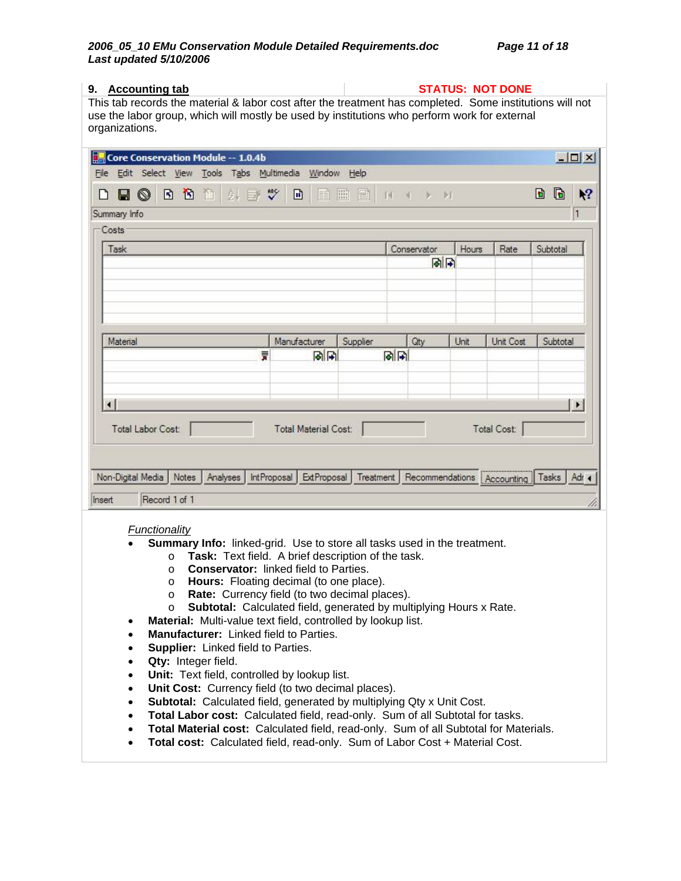## 9. Accounting tab

**STATUS: NOT DONE**

This tab records the material & labor cost after the treatment has completed. Some institutions will not use the labor group, which will mostly be used by institutions who perform work for external organizations.

*Functionality*

- **Summary Info:** linked-grid. Use to store all tasks used in the treatment.
    - **Task:** Text field. A brief description of the task.
    - **Conservator:** linked field to Parties.
    - **Hours:** Floating decimal (to one place).
    - **Rate:** Currency field (to two decimal places).
    - **Subtotal:** Calculated field, generated by multiplying Hours x Rate.
- **Material:** Multi-value text field, controlled by lookup list.
- **Manufacturer:** Linked field to Parties.
- **Supplier:** Linked field to Parties.
- **Qty:** Integer field.
- **Unit:** Text field, controlled by lookup list.
- **Unit Cost:** Currency field (to two decimal places).
- **Subtotal:** Calculated field, generated by multiplying Qty x Unit Cost.
- **Total Labor cost:** Calculated field, read-only. Sum of all Subtotal for tasks.
- **Total Material cost:** Calculated field, read-only. Sum of all Subtotal for Materials.
- **Total cost:** Calculated field, read-only. Sum of Labor Cost + Material Cost.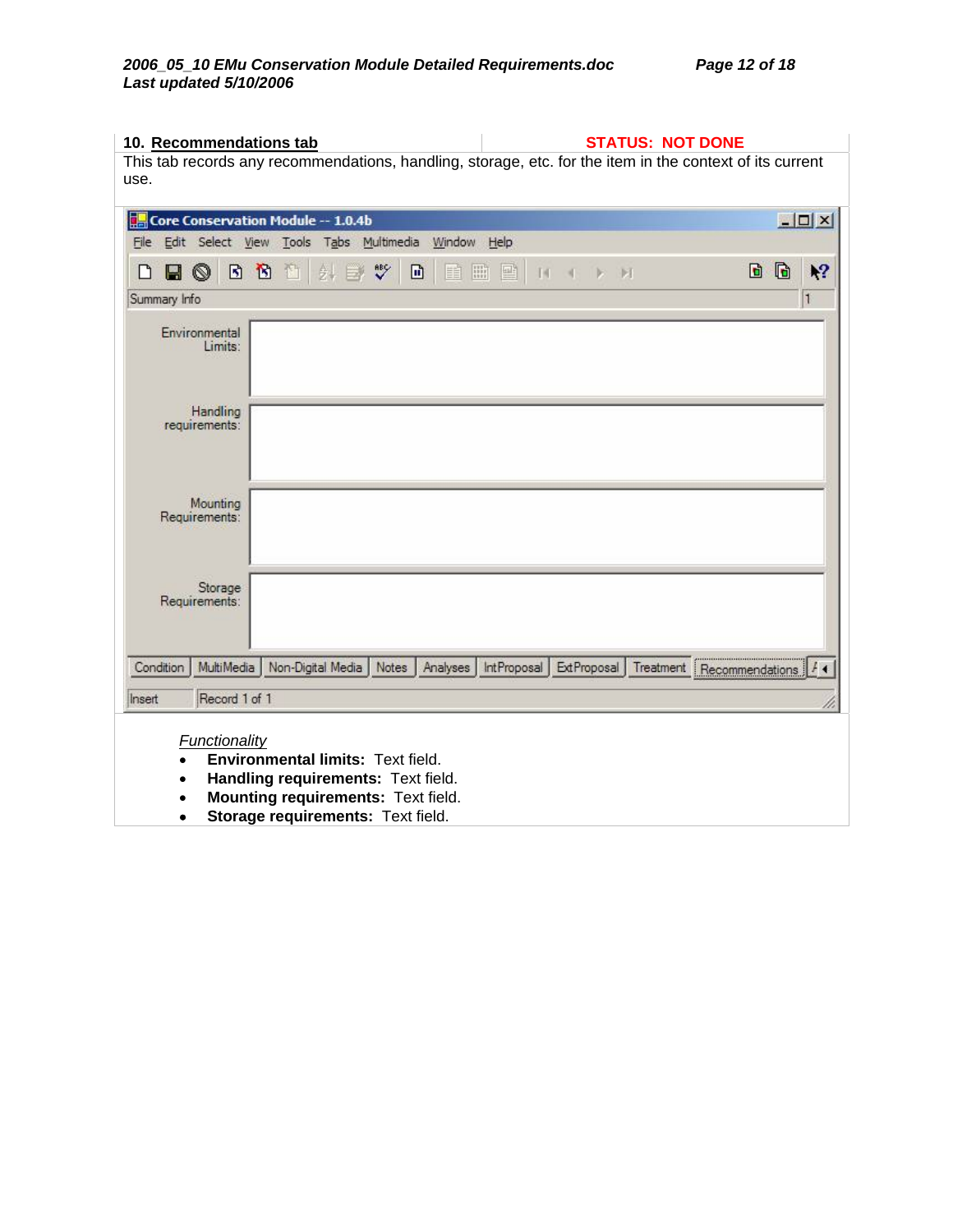**10. Recommendations tab** — **STATUS: NOT DONE**

This tab records any recommendations, handling, storage, etc. for the item in the context of its current use.

*Functionality*

- **Environmental limits:** Text field.
- **Handling requirements:** Text field.
- **Mounting requirements:** Text field.
- **Storage requirements:** Text field.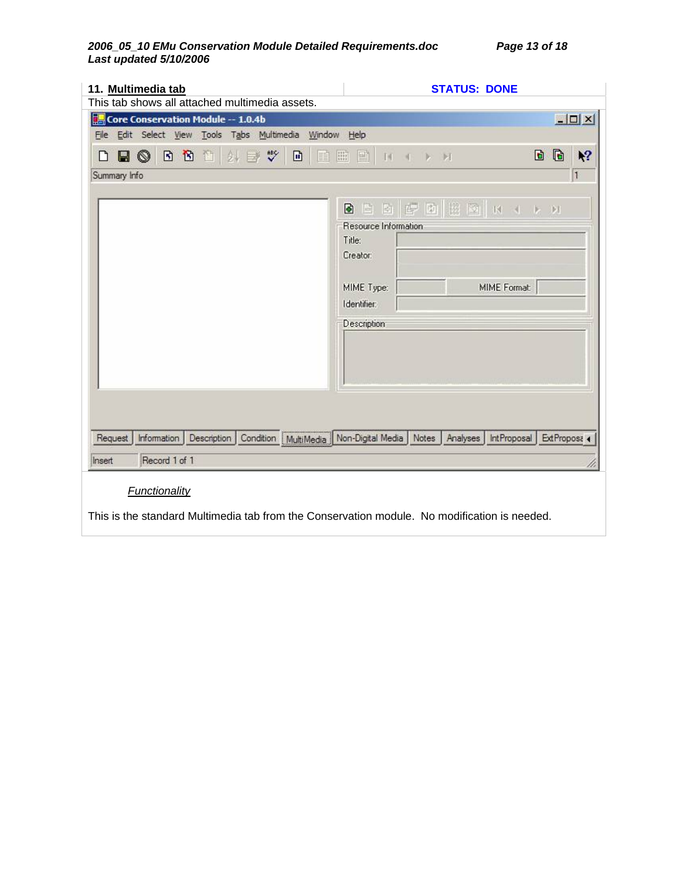## 11. Multimedia tab

**STATUS: DONE**

This tab shows all attached multimedia assets.

*Functionality*

This is the standard Multimedia tab from the Conservation module. No modification is needed.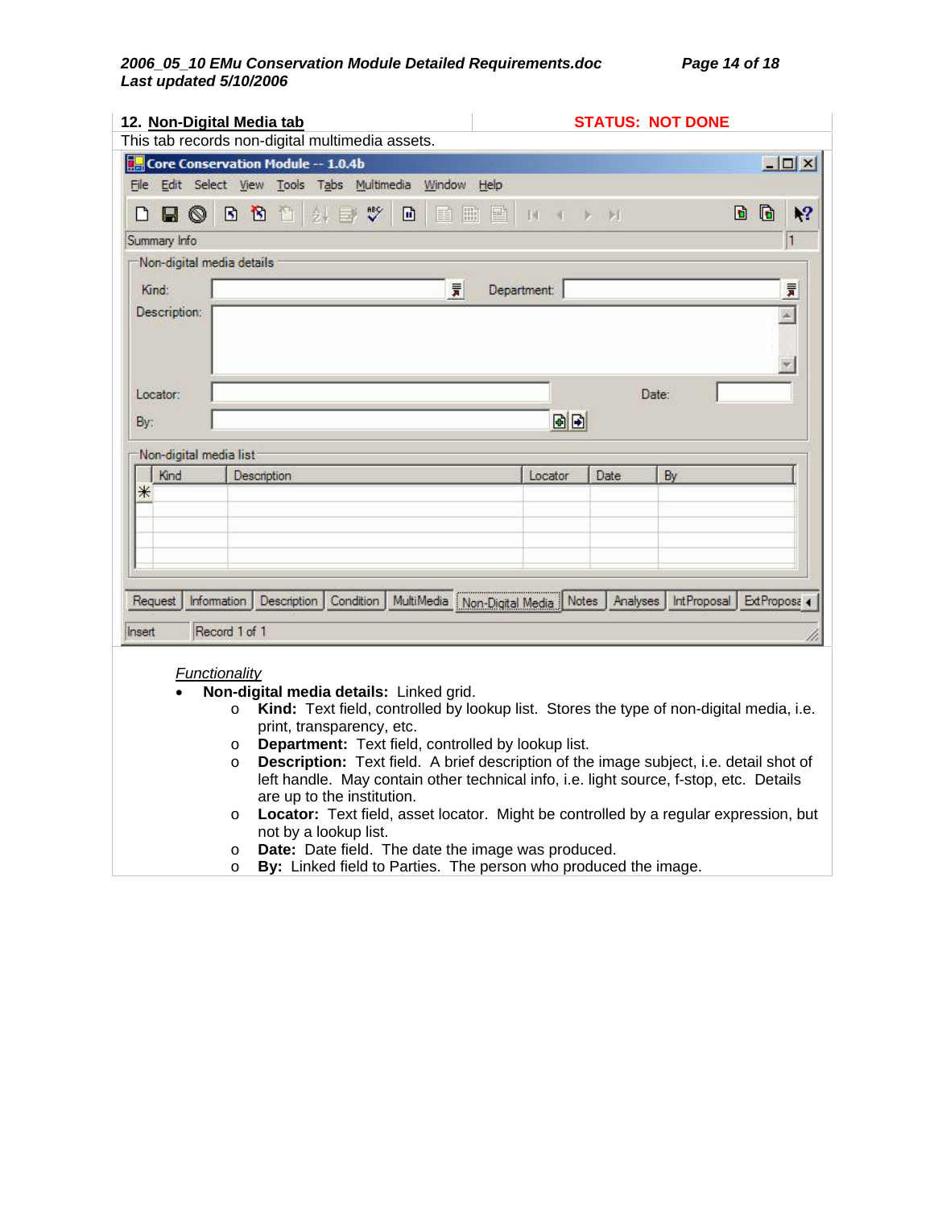**12. Non-Digital Media tab** — **STATUS: NOT DONE**

This tab records non-digital multimedia assets.

*Functionality*

- **Non-digital media details:** Linked grid.
  - **Kind:** Text field, controlled by lookup list. Stores the type of non-digital media, i.e. print, transparency, etc.
  - **Department:** Text field, controlled by lookup list.
  - **Description:** Text field. A brief description of the image subject, i.e. detail shot of left handle. May contain other technical info, i.e. light source, f-stop, etc. Details are up to the institution.
  - **Locator:** Text field, asset locator. Might be controlled by a regular expression, but not by a lookup list.
  - **Date:** Date field. The date the image was produced.
  - **By:** Linked field to Parties. The person who produced the image.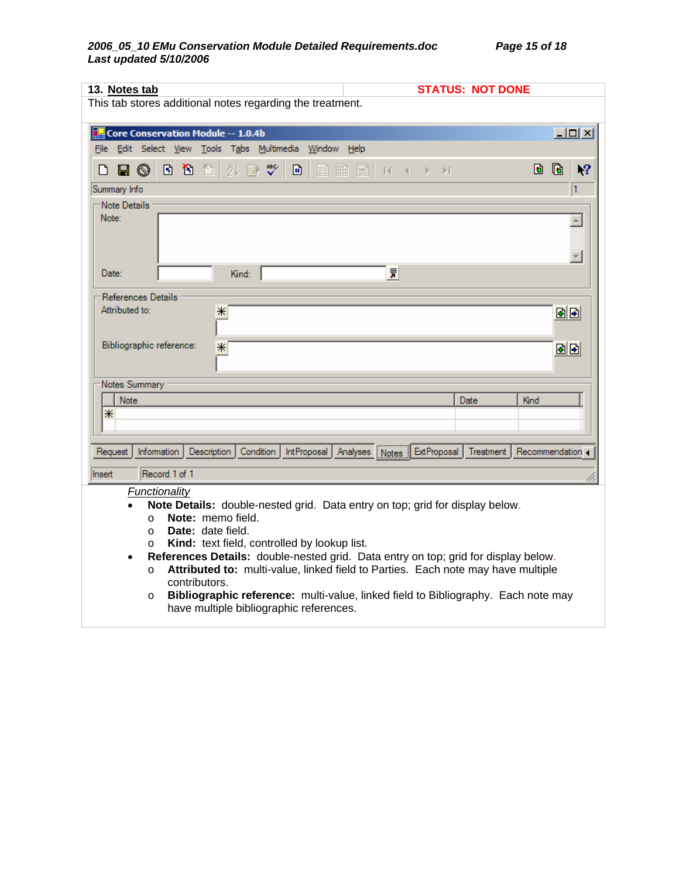**13. Notes tab** **STATUS: NOT DONE**

This tab stores additional notes regarding the treatment.

*Functionality*

- **Note Details:** double-nested grid. Data entry on top; grid for display below.
  - **Note:** memo field.
  - **Date:** date field.
  - **Kind:** text field, controlled by lookup list.
- **References Details:** double-nested grid. Data entry on top; grid for display below.
  - **Attributed to:** multi-value, linked field to Parties. Each note may have multiple contributors.
  - **Bibliographic reference:** multi-value, linked field to Bibliography. Each note may have multiple bibliographic references.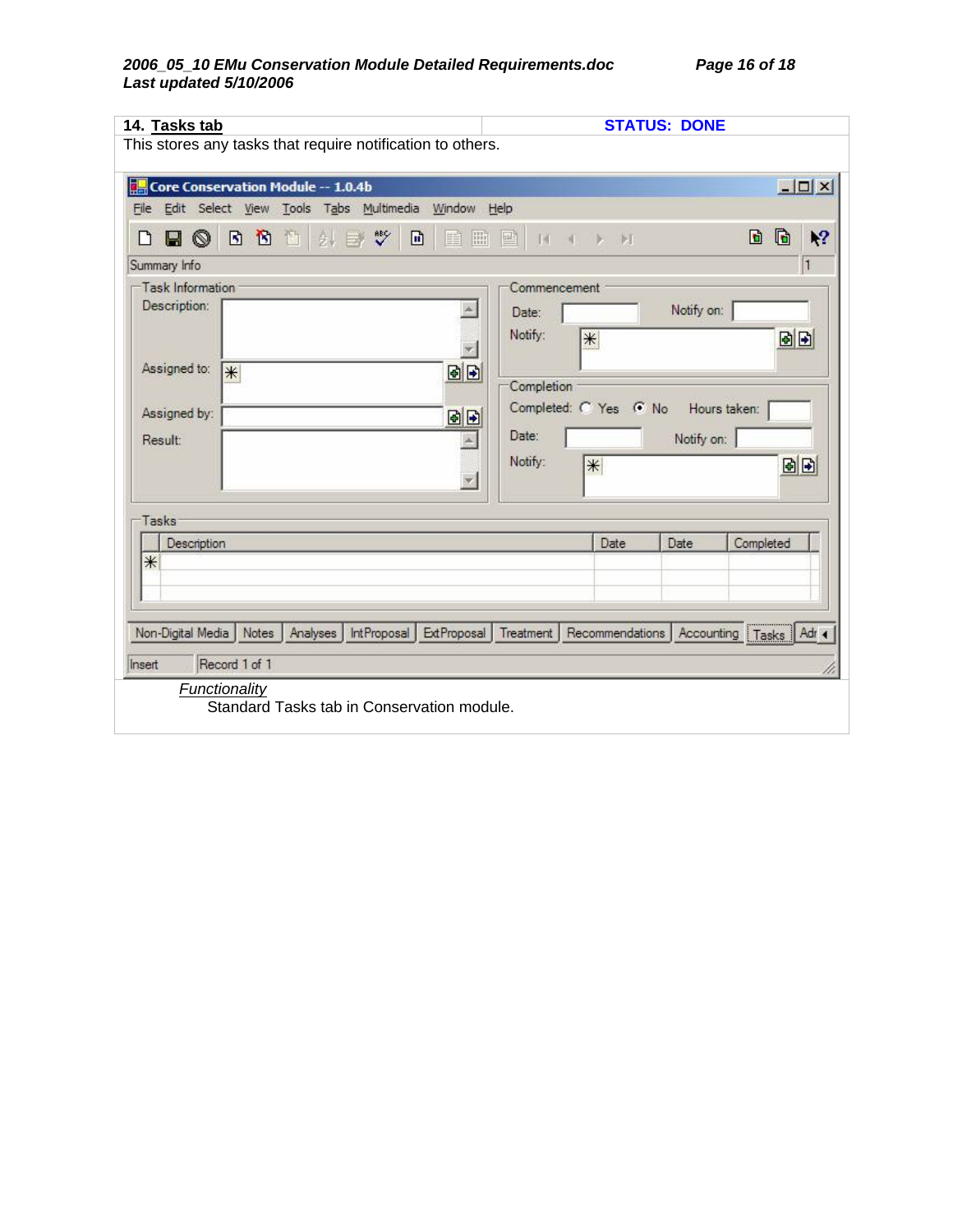| **14. Tasks tab** | **STATUS: DONE** |
| --- | --- |

This stores any tasks that require notification to others.

*Functionality*

Standard Tasks tab in Conservation module.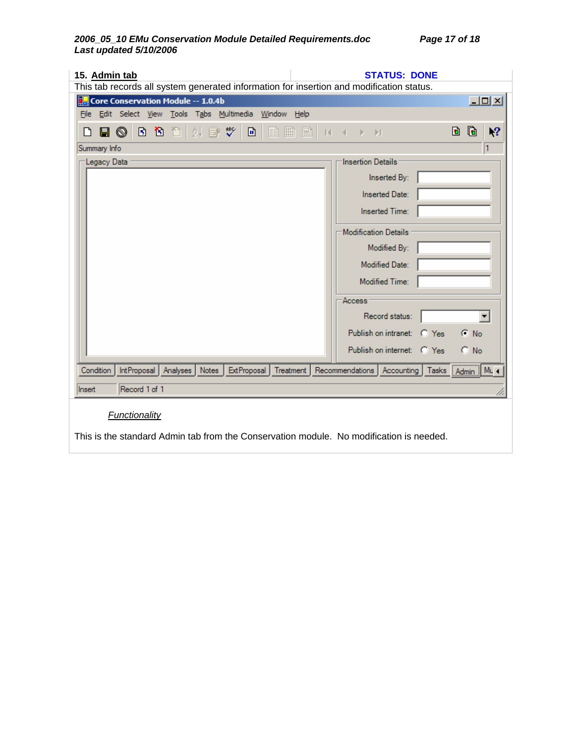## 15. Admin tab

**STATUS: DONE**

This tab records all system generated information for insertion and modification status.

Core Conservation Module -- 1.0.4b

File Edit Select View Tools Tabs Multimedia Window Help

Summary Info

Legacy Data

Insertion Details

Inserted By:

Inserted Date:

Inserted Time:

Modification Details

Modified By:

Modified Date:

Modified Time:

Access

Record status:

Publish on intranet: Yes No

Publish on internet: Yes No

Condition | IntProposal | Analyses | Notes | ExtProposal | Treatment | Recommendations | Accounting | Tasks | Admin | Mu

Insert | Record 1 of 1

*Functionality*

This is the standard Admin tab from the Conservation module. No modification is needed.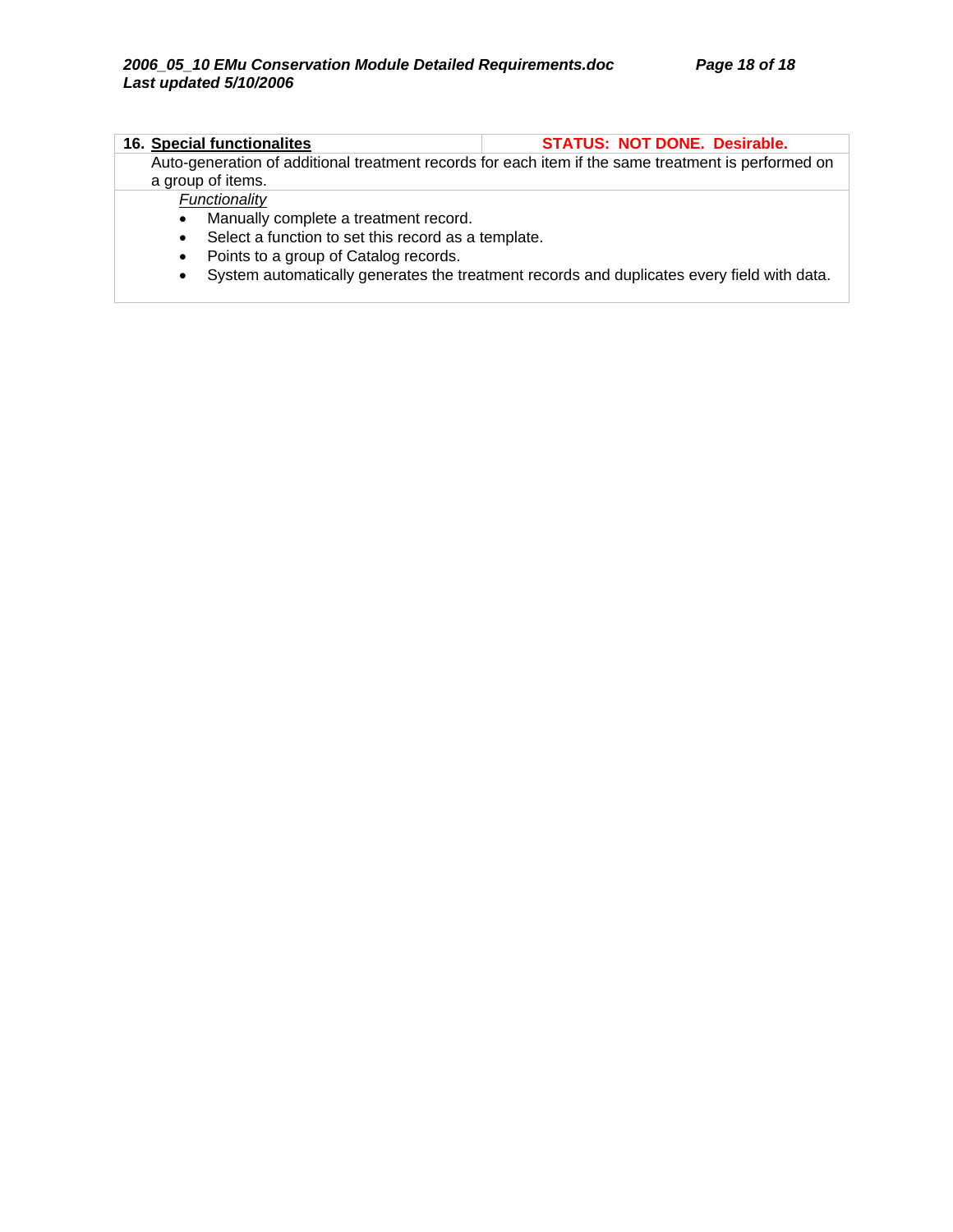| 16. <u>Special functionalites</u> | **STATUS: NOT DONE. Desirable.** |
|---|---|
| Auto-generation of additional treatment records for each item if the same treatment is performed on a group of items. | |
| *Functionality*<br>• Manually complete a treatment record.<br>• Select a function to set this record as a template.<br>• Points to a group of Catalog records.<br>• System automatically generates the treatment records and duplicates every field with data. | |